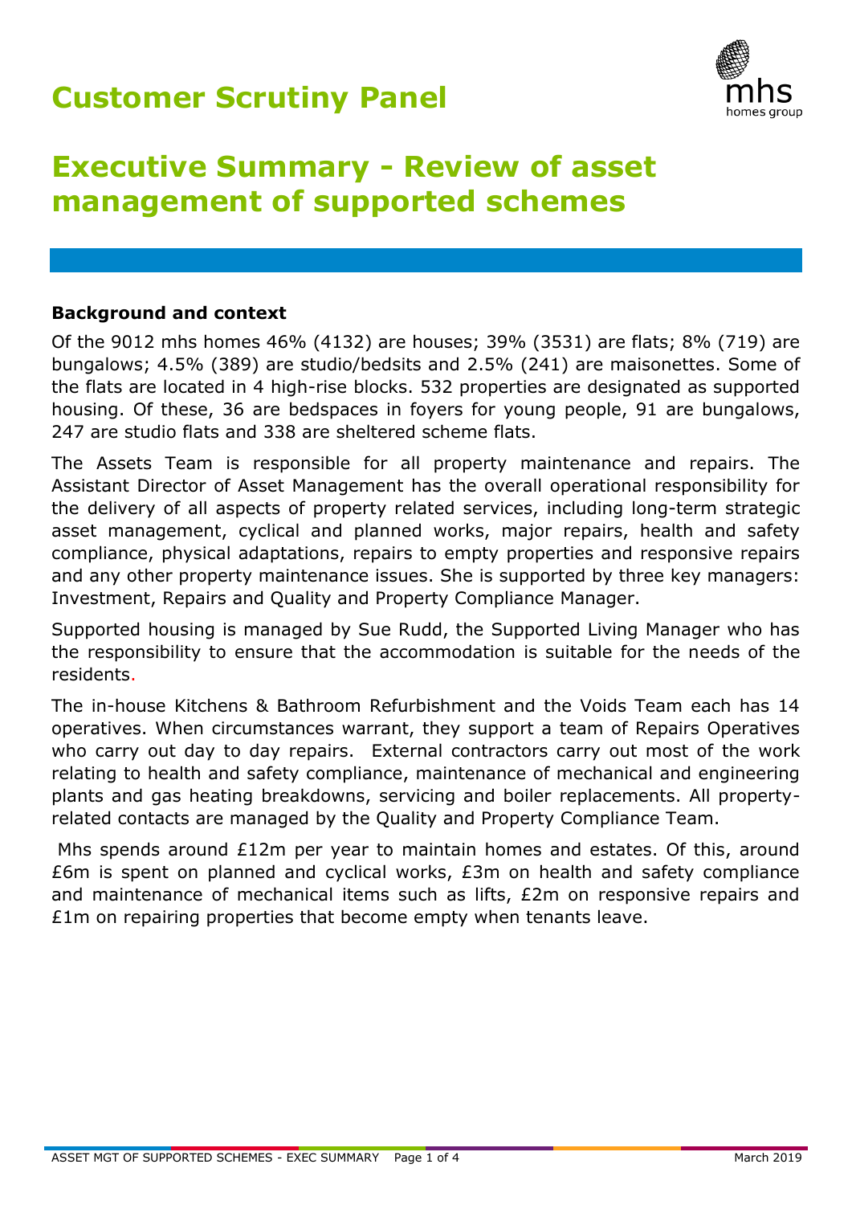# Customer Scrutiny Panel

# Executive Summary - Review of asset management of supported schemes

### Background and context

Of the 9012 mhs homes 46% (4132) are houses; 39% (3531) are flats; 8% (719) are bungalows; 4.5% (389) are studio/bedsits and 2.5% (241) are maisonettes. Some of the flats are located in 4 high-rise blocks. 532 properties are designated as supported housing. Of these, 36 are bedspaces in foyers for young people, 91 are bungalows, 247 are studio flats and 338 are sheltered scheme flats.

The Assets Team is responsible for all property maintenance and repairs. The Assistant Director of Asset Management has the overall operational responsibility for the delivery of all aspects of property related services, including long-term strategic asset management, cyclical and planned works, major repairs, health and safety compliance, physical adaptations, repairs to empty properties and responsive repairs and any other property maintenance issues. She is supported by three key managers: Investment, Repairs and Quality and Property Compliance Manager.

Supported housing is managed by Sue Rudd, the Supported Living Manager who has the responsibility to ensure that the accommodation is suitable for the needs of the residents.

The in-house Kitchens & Bathroom Refurbishment and the Voids Team each has 14 operatives. When circumstances warrant, they support a team of Repairs Operatives who carry out day to day repairs. External contractors carry out most of the work relating to health and safety compliance, maintenance of mechanical and engineering plants and gas heating breakdowns, servicing and boiler replacements. All property-related contacts are managed by the Quality and Property Compliance Team.

Mhs spends around £12m per year to maintain homes and estates. Of this, around £6m is spent on planned and cyclical works, £3m on health and safety compliance and maintenance of mechanical items such as lifts, £2m on responsive repairs and £1m on repairing properties that become empty when tenants leave.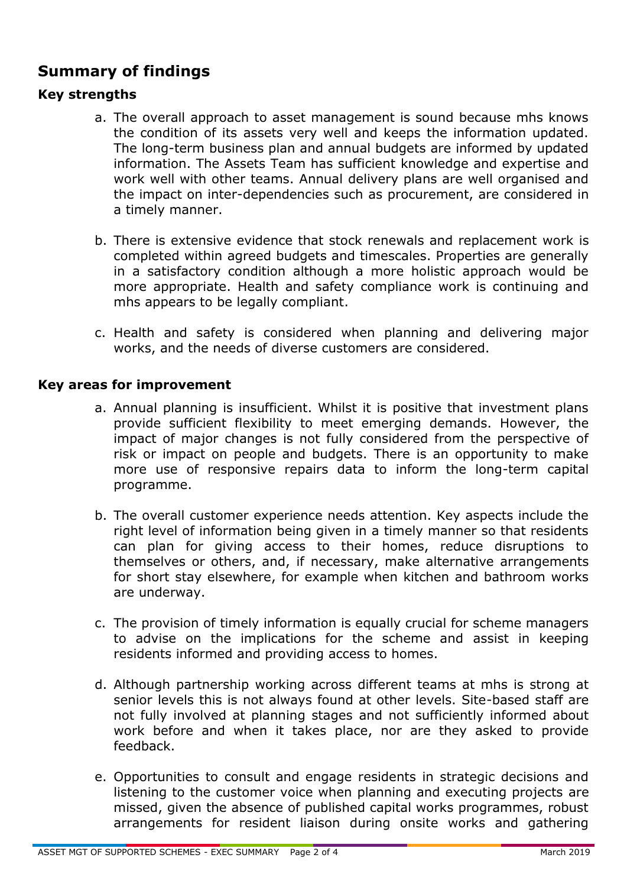## Summary of findings

### Key strengths

a. The overall approach to asset management is sound because mhs knows the condition of its assets very well and keeps the information updated. The long-term business plan and annual budgets are informed by updated information. The Assets Team has sufficient knowledge and expertise and work well with other teams. Annual delivery plans are well organised and the impact on inter-dependencies such as procurement, are considered in a timely manner.

b. There is extensive evidence that stock renewals and replacement work is completed within agreed budgets and timescales. Properties are generally in a satisfactory condition although a more holistic approach would be more appropriate. Health and safety compliance work is continuing and mhs appears to be legally compliant.

c. Health and safety is considered when planning and delivering major works, and the needs of diverse customers are considered.

### Key areas for improvement

a. Annual planning is insufficient. Whilst it is positive that investment plans provide sufficient flexibility to meet emerging demands. However, the impact of major changes is not fully considered from the perspective of risk or impact on people and budgets. There is an opportunity to make more use of responsive repairs data to inform the long-term capital programme.

b. The overall customer experience needs attention. Key aspects include the right level of information being given in a timely manner so that residents can plan for giving access to their homes, reduce disruptions to themselves or others, and, if necessary, make alternative arrangements for short stay elsewhere, for example when kitchen and bathroom works are underway.

c. The provision of timely information is equally crucial for scheme managers to advise on the implications for the scheme and assist in keeping residents informed and providing access to homes.

d. Although partnership working across different teams at mhs is strong at senior levels this is not always found at other levels. Site-based staff are not fully involved at planning stages and not sufficiently informed about work before and when it takes place, nor are they asked to provide feedback.

e. Opportunities to consult and engage residents in strategic decisions and listening to the customer voice when planning and executing projects are missed, given the absence of published capital works programmes, robust arrangements for resident liaison during onsite works and gathering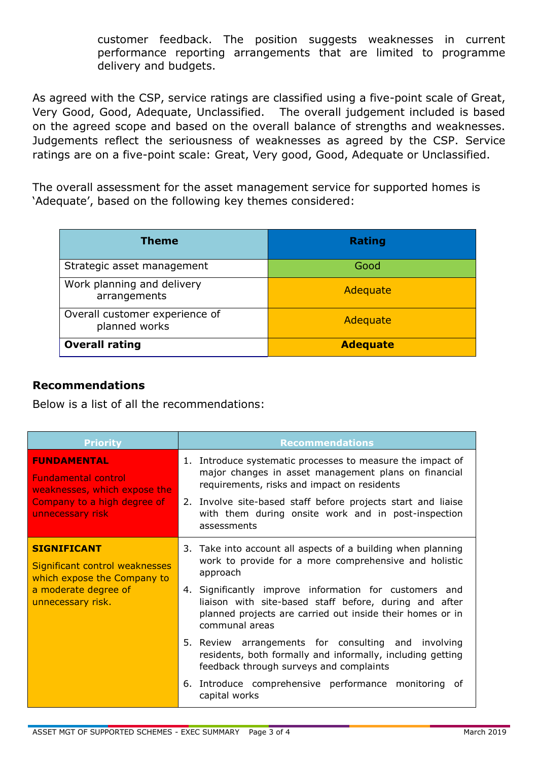customer feedback. The position suggests weaknesses in current performance reporting arrangements that are limited to programme delivery and budgets.

As agreed with the CSP, service ratings are classified using a five-point scale of Great, Very Good, Good, Adequate, Unclassified. The overall judgement included is based on the agreed scope and based on the overall balance of strengths and weaknesses. Judgements reflect the seriousness of weaknesses as agreed by the CSP. Service ratings are on a five-point scale: Great, Very good, Good, Adequate or Unclassified.

The overall assessment for the asset management service for supported homes is 'Adequate', based on the following key themes considered:

| Theme | Rating |
|---|---|
| Strategic asset management | Good |
| Work planning and delivery arrangements | Adequate |
| Overall customer experience of planned works | Adequate |
| **Overall rating** | **Adequate** |

## Recommendations

Below is a list of all the recommendations:

| Priority | Recommendations |
|---|---|
| **FUNDAMENTAL** Fundamental control weaknesses, which expose the Company to a high degree of unnecessary risk | 1. Introduce systematic processes to measure the impact of major changes in asset management plans on financial requirements, risks and impact on residents<br>2. Involve site-based staff before projects start and liaise with them during onsite work and in post-inspection assessments |
| **SIGNIFICANT** Significant control weaknesses which expose the Company to a moderate degree of unnecessary risk. | 3. Take into account all aspects of a building when planning work to provide for a more comprehensive and holistic approach<br>4. Significantly improve information for customers and liaison with site-based staff before, during and after planned projects are carried out inside their homes or in communal areas<br>5. Review arrangements for consulting and involving residents, both formally and informally, including getting feedback through surveys and complaints<br>6. Introduce comprehensive performance monitoring of capital works |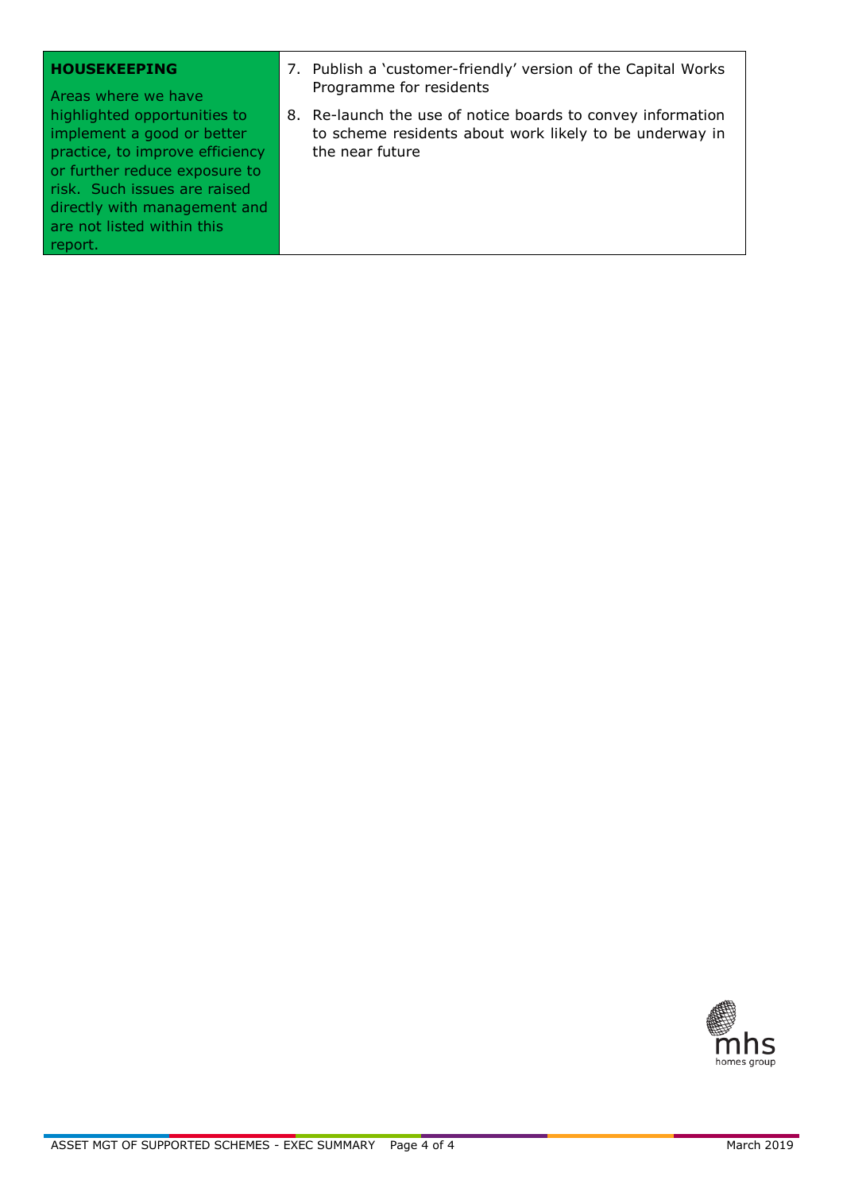| | |
|---|---|
| **HOUSEKEEPING**<br><br>Areas where we have highlighted opportunities to implement a good or better practice, to improve efficiency or further reduce exposure to risk. Such issues are raised directly with management and are not listed within this report. | 7. Publish a 'customer-friendly' version of the Capital Works Programme for residents<br><br>8. Re-launch the use of notice boards to convey information to scheme residents about work likely to be underway in the near future |